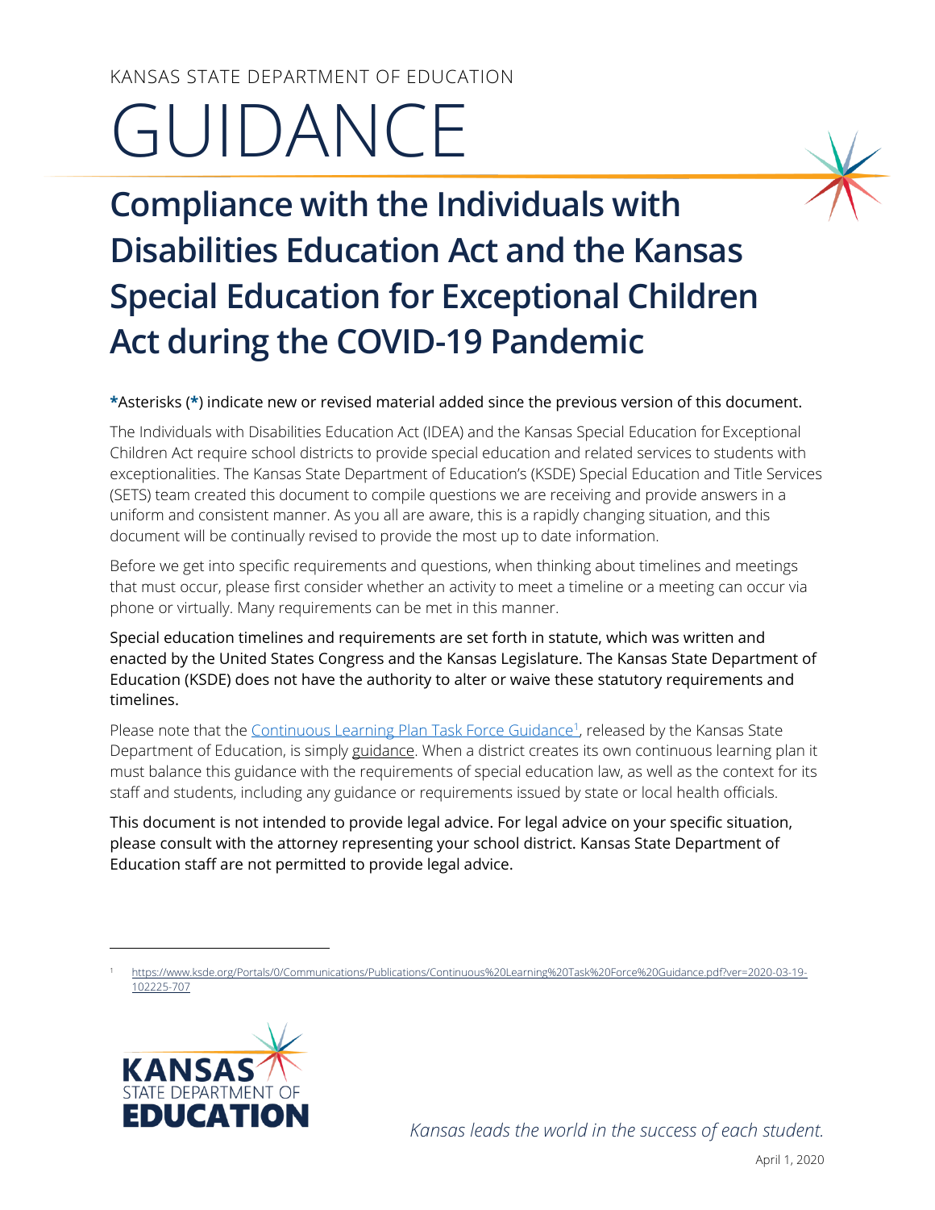KANSAS STATE DEPARTMENT OF EDUCATION

# GUIDANCE

## Compliance with the Individuals with Disabilities Education Act and the Kansas Special Education for Exceptional Children Act during the COVID-19 Pandemic

**\***Asterisks (**\***) indicate new or revised material added since the previous version of this document.

The Individuals with Disabilities Education Act (IDEA) and the Kansas Special Education for Exceptional Children Act require school districts to provide special education and related services to students with exceptionalities. The Kansas State Department of Education's (KSDE) Special Education and Title Services (SETS) team created this document to compile questions we are receiving and provide answers in a uniform and consistent manner. As you all are aware, this is a rapidly changing situation, and this document will be continually revised to provide the most up to date information.

Before we get into specific requirements and questions, when thinking about timelines and meetings that must occur, please first consider whether an activity to meet a timeline or a meeting can occur via phone or virtually. Many requirements can be met in this manner.

Special education timelines and requirements are set forth in statute, which was written and enacted by the United States Congress and the Kansas Legislature. The Kansas State Department of Education (KSDE) does not have the authority to alter or waive these statutory requirements and timelines.

Please note that the [Continuous Learning Plan Task Force Guidance](https://www.ksde.org/Portals/0/Communications/Publications/Continuous%20Learning%20Task%20Force%20Guidance.pdf?ver=2020-03-19-102225-707)[1], released by the Kansas State Department of Education, is simply guidance. When a district creates its own continuous learning plan it must balance this guidance with the requirements of special education law, as well as the context for its staff and students, including any guidance or requirements issued by state or local health officials.

This document is not intended to provide legal advice. For legal advice on your specific situation, please consult with the attorney representing your school district. Kansas State Department of Education staff are not permitted to provide legal advice.

---

[1] https://www.ksde.org/Portals/0/Communications/Publications/Continuous%20Learning%20Task%20Force%20Guidance.pdf?ver=2020-03-19-102225-707

KANSAS STATE DEPARTMENT OF EDUCATION

*Kansas leads the world in the success of each student.*

April 1, 2020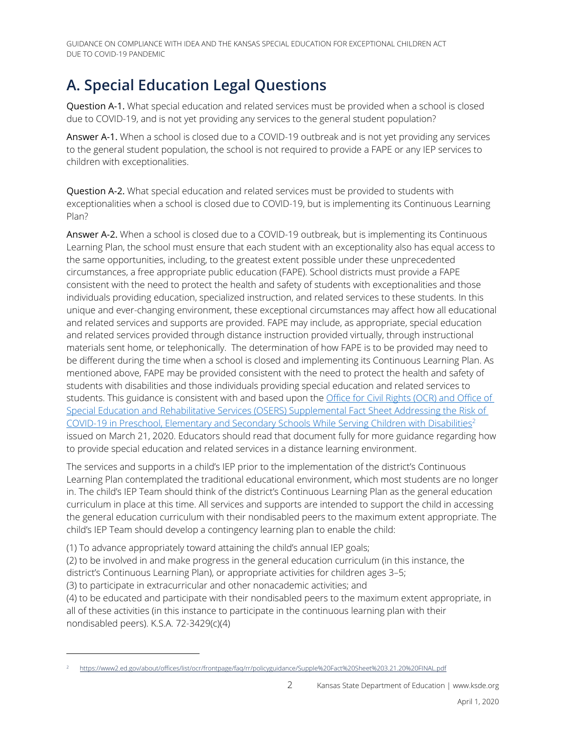# A. Special Education Legal Questions

**Question A-1.** What special education and related services must be provided when a school is closed due to COVID-19, and is not yet providing any services to the general student population?

**Answer A-1.** When a school is closed due to a COVID-19 outbreak and is not yet providing any services to the general student population, the school is not required to provide a FAPE or any IEP services to children with exceptionalities.

**Question A-2.** What special education and related services must be provided to students with exceptionalities when a school is closed due to COVID-19, but is implementing its Continuous Learning Plan?

**Answer A-2.** When a school is closed due to a COVID-19 outbreak, but is implementing its Continuous Learning Plan, the school must ensure that each student with an exceptionality also has equal access to the same opportunities, including, to the greatest extent possible under these unprecedented circumstances, a free appropriate public education (FAPE). School districts must provide a FAPE consistent with the need to protect the health and safety of students with exceptionalities and those individuals providing education, specialized instruction, and related services to these students. In this unique and ever-changing environment, these exceptional circumstances may affect how all educational and related services and supports are provided. FAPE may include, as appropriate, special education and related services provided through distance instruction provided virtually, through instructional materials sent home, or telephonically. The determination of how FAPE is to be provided may need to be different during the time when a school is closed and implementing its Continuous Learning Plan. As mentioned above, FAPE may be provided consistent with the need to protect the health and safety of students with disabilities and those individuals providing special education and related services to students. This guidance is consistent with and based upon the [Office for Civil Rights (OCR) and Office of Special Education and Rehabilitative Services (OSERS) Supplemental Fact Sheet Addressing the Risk of COVID-19 in Preschool, Elementary and Secondary Schools While Serving Children with Disabilities](https://www2.ed.gov/about/offices/list/ocr/frontpage/faq/rr/policyguidance/Supple%20Fact%20Sheet%203.21.20%20FINAL.pdf)[2] issued on March 21, 2020. Educators should read that document fully for more guidance regarding how to provide special education and related services in a distance learning environment.

The services and supports in a child's IEP prior to the implementation of the district's Continuous Learning Plan contemplated the traditional educational environment, which most students are no longer in. The child's IEP Team should think of the district's Continuous Learning Plan as the general education curriculum in place at this time. All services and supports are intended to support the child in accessing the general education curriculum with their nondisabled peers to the maximum extent appropriate. The child's IEP Team should develop a contingency learning plan to enable the child:

(1) To advance appropriately toward attaining the child's annual IEP goals;
(2) to be involved in and make progress in the general education curriculum (in this instance, the district's Continuous Learning Plan), or appropriate activities for children ages 3–5;
(3) to participate in extracurricular and other nonacademic activities; and
(4) to be educated and participate with their nondisabled peers to the maximum extent appropriate, in all of these activities (in this instance to participate in the continuous learning plan with their nondisabled peers). K.S.A. 72-3429(c)(4)

---

[2] https://www2.ed.gov/about/offices/list/ocr/frontpage/faq/rr/policyguidance/Supple%20Fact%20Sheet%203.21.20%20FINAL.pdf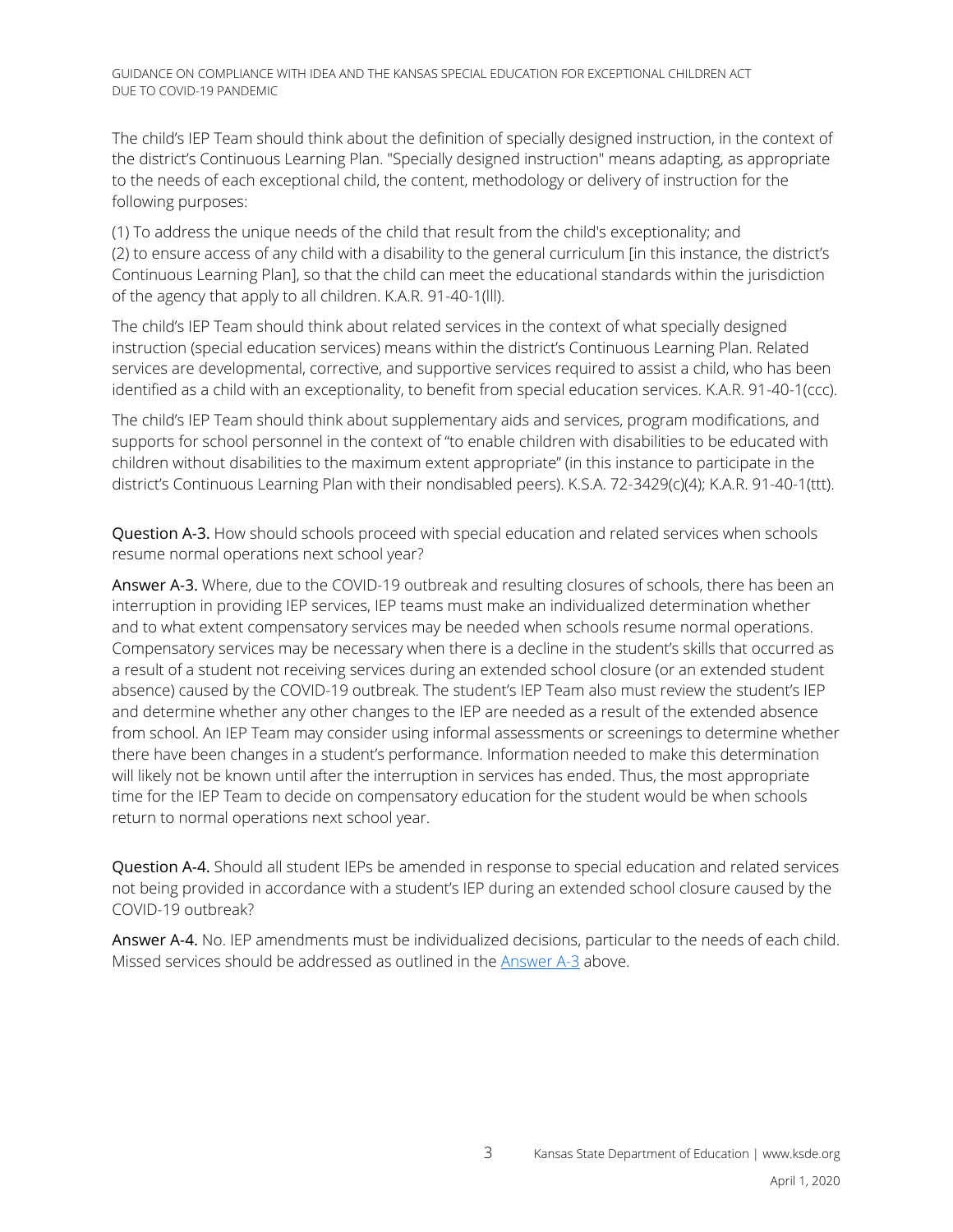The child's IEP Team should think about the definition of specially designed instruction, in the context of the district's Continuous Learning Plan. "Specially designed instruction" means adapting, as appropriate to the needs of each exceptional child, the content, methodology or delivery of instruction for the following purposes:

(1) To address the unique needs of the child that result from the child's exceptionality; and
(2) to ensure access of any child with a disability to the general curriculum [in this instance, the district's Continuous Learning Plan], so that the child can meet the educational standards within the jurisdiction of the agency that apply to all children. K.A.R. 91-40-1(lll).

The child's IEP Team should think about related services in the context of what specially designed instruction (special education services) means within the district's Continuous Learning Plan. Related services are developmental, corrective, and supportive services required to assist a child, who has been identified as a child with an exceptionality, to benefit from special education services. K.A.R. 91-40-1(ccc).

The child's IEP Team should think about supplementary aids and services, program modifications, and supports for school personnel in the context of "to enable children with disabilities to be educated with children without disabilities to the maximum extent appropriate" (in this instance to participate in the district's Continuous Learning Plan with their nondisabled peers). K.S.A. 72-3429(c)(4); K.A.R. 91-40-1(ttt).

**Question A-3.** How should schools proceed with special education and related services when schools resume normal operations next school year?

**Answer A-3.** Where, due to the COVID-19 outbreak and resulting closures of schools, there has been an interruption in providing IEP services, IEP teams must make an individualized determination whether and to what extent compensatory services may be needed when schools resume normal operations. Compensatory services may be necessary when there is a decline in the student's skills that occurred as a result of a student not receiving services during an extended school closure (or an extended student absence) caused by the COVID-19 outbreak. The student's IEP Team also must review the student's IEP and determine whether any other changes to the IEP are needed as a result of the extended absence from school. An IEP Team may consider using informal assessments or screenings to determine whether there have been changes in a student's performance. Information needed to make this determination will likely not be known until after the interruption in services has ended. Thus, the most appropriate time for the IEP Team to decide on compensatory education for the student would be when schools return to normal operations next school year.

**Question A-4.** Should all student IEPs be amended in response to special education and related services not being provided in accordance with a student's IEP during an extended school closure caused by the COVID-19 outbreak?

**Answer A-4.** No. IEP amendments must be individualized decisions, particular to the needs of each child. Missed services should be addressed as outlined in the Answer A-3 above.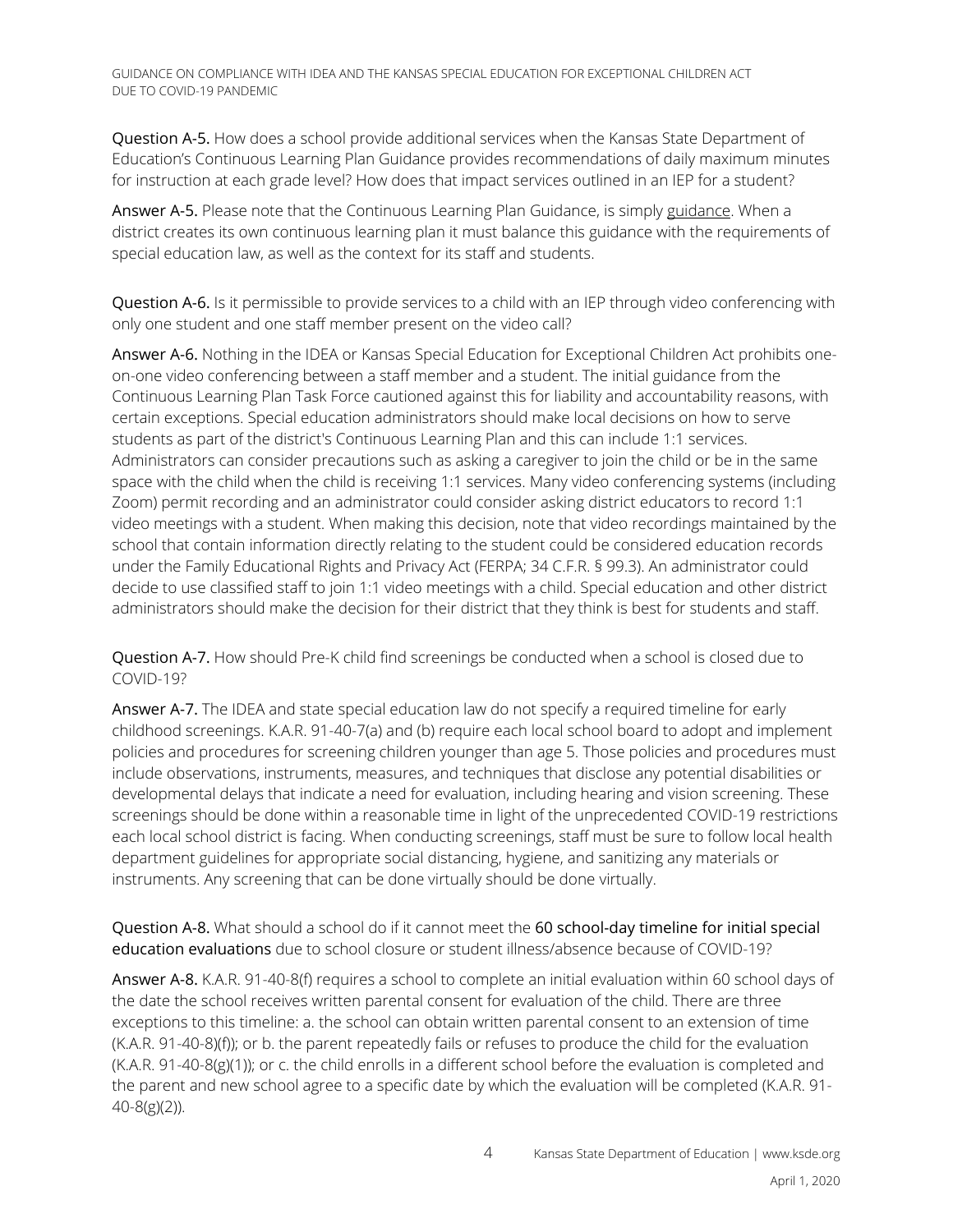**Question A-5.** How does a school provide additional services when the Kansas State Department of Education's Continuous Learning Plan Guidance provides recommendations of daily maximum minutes for instruction at each grade level? How does that impact services outlined in an IEP for a student?

**Answer A-5.** Please note that the Continuous Learning Plan Guidance, is simply guidance. When a district creates its own continuous learning plan it must balance this guidance with the requirements of special education law, as well as the context for its staff and students.

**Question A-6.** Is it permissible to provide services to a child with an IEP through video conferencing with only one student and one staff member present on the video call?

**Answer A-6.** Nothing in the IDEA or Kansas Special Education for Exceptional Children Act prohibits one-on-one video conferencing between a staff member and a student. The initial guidance from the Continuous Learning Plan Task Force cautioned against this for liability and accountability reasons, with certain exceptions. Special education administrators should make local decisions on how to serve students as part of the district's Continuous Learning Plan and this can include 1:1 services. Administrators can consider precautions such as asking a caregiver to join the child or be in the same space with the child when the child is receiving 1:1 services. Many video conferencing systems (including Zoom) permit recording and an administrator could consider asking district educators to record 1:1 video meetings with a student. When making this decision, note that video recordings maintained by the school that contain information directly relating to the student could be considered education records under the Family Educational Rights and Privacy Act (FERPA; 34 C.F.R. § 99.3). An administrator could decide to use classified staff to join 1:1 video meetings with a child. Special education and other district administrators should make the decision for their district that they think is best for students and staff.

**Question A-7.** How should Pre-K child find screenings be conducted when a school is closed due to COVID-19?

**Answer A-7.** The IDEA and state special education law do not specify a required timeline for early childhood screenings. K.A.R. 91-40-7(a) and (b) require each local school board to adopt and implement policies and procedures for screening children younger than age 5. Those policies and procedures must include observations, instruments, measures, and techniques that disclose any potential disabilities or developmental delays that indicate a need for evaluation, including hearing and vision screening. These screenings should be done within a reasonable time in light of the unprecedented COVID-19 restrictions each local school district is facing. When conducting screenings, staff must be sure to follow local health department guidelines for appropriate social distancing, hygiene, and sanitizing any materials or instruments. Any screening that can be done virtually should be done virtually.

**Question A-8.** What should a school do if it cannot meet the **60 school-day timeline for initial special education evaluations** due to school closure or student illness/absence because of COVID-19?

**Answer A-8.** K.A.R. 91-40-8(f) requires a school to complete an initial evaluation within 60 school days of the date the school receives written parental consent for evaluation of the child. There are three exceptions to this timeline: a. the school can obtain written parental consent to an extension of time (K.A.R. 91-40-8)(f)); or b. the parent repeatedly fails or refuses to produce the child for the evaluation (K.A.R. 91-40-8(g)(1)); or c. the child enrolls in a different school before the evaluation is completed and the parent and new school agree to a specific date by which the evaluation will be completed (K.A.R. 91-40-8(g)(2)).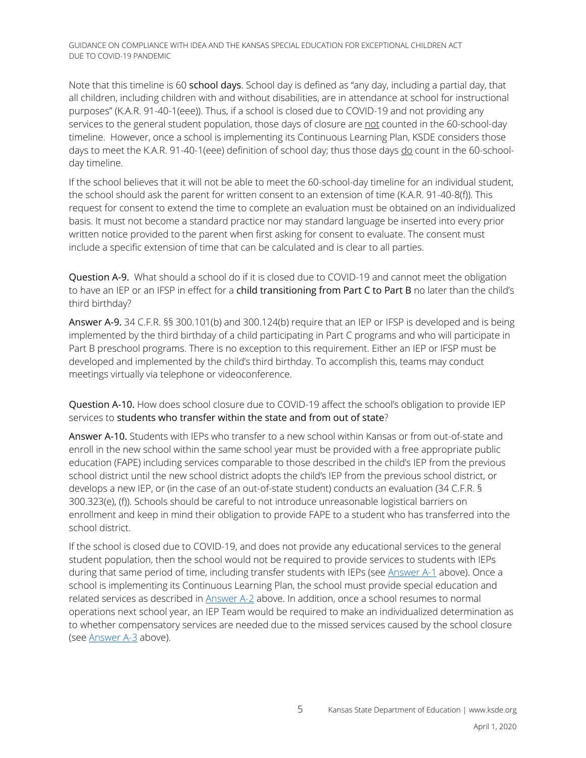Note that this timeline is 60 **school days**. School day is defined as "any day, including a partial day, that all children, including children with and without disabilities, are in attendance at school for instructional purposes" (K.A.R. 91-40-1(eee)). Thus, if a school is closed due to COVID-19 and not providing any services to the general student population, those days of closure are not counted in the 60-school-day timeline. However, once a school is implementing its Continuous Learning Plan, KSDE considers those days to meet the K.A.R. 91-40-1(eee) definition of school day; thus those days do count in the 60-school-day timeline.

If the school believes that it will not be able to meet the 60-school-day timeline for an individual student, the school should ask the parent for written consent to an extension of time (K.A.R. 91-40-8(f)). This request for consent to extend the time to complete an evaluation must be obtained on an individualized basis. It must not become a standard practice nor may standard language be inserted into every prior written notice provided to the parent when first asking for consent to evaluate. The consent must include a specific extension of time that can be calculated and is clear to all parties.

**Question A-9.** What should a school do if it is closed due to COVID-19 and cannot meet the obligation to have an IEP or an IFSP in effect for a **child transitioning from Part C to Part B** no later than the child's third birthday?

**Answer A-9.** 34 C.F.R. §§ 300.101(b) and 300.124(b) require that an IEP or IFSP is developed and is being implemented by the third birthday of a child participating in Part C programs and who will participate in Part B preschool programs. There is no exception to this requirement. Either an IEP or IFSP must be developed and implemented by the child's third birthday. To accomplish this, teams may conduct meetings virtually via telephone or videoconference.

**Question A-10.** How does school closure due to COVID-19 affect the school's obligation to provide IEP services to **students who transfer within the state and from out of state**?

**Answer A-10.** Students with IEPs who transfer to a new school within Kansas or from out-of-state and enroll in the new school within the same school year must be provided with a free appropriate public education (FAPE) including services comparable to those described in the child's IEP from the previous school district until the new school district adopts the child's IEP from the previous school district, or develops a new IEP, or (in the case of an out-of-state student) conducts an evaluation (34 C.F.R. § 300.323(e), (f)). Schools should be careful to not introduce unreasonable logistical barriers on enrollment and keep in mind their obligation to provide FAPE to a student who has transferred into the school district.

If the school is closed due to COVID-19, and does not provide any educational services to the general student population, then the school would not be required to provide services to students with IEPs during that same period of time, including transfer students with IEPs (see Answer A-1 above). Once a school is implementing its Continuous Learning Plan, the school must provide special education and related services as described in Answer A-2 above. In addition, once a school resumes to normal operations next school year, an IEP Team would be required to make an individualized determination as to whether compensatory services are needed due to the missed services caused by the school closure (see Answer A-3 above).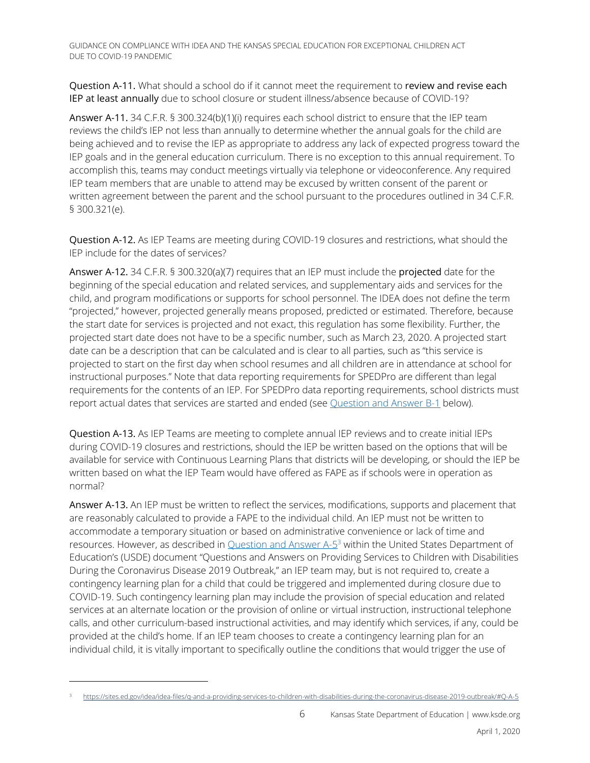**Question A-11.** What should a school do if it cannot meet the requirement to **review and revise each IEP at least annually** due to school closure or student illness/absence because of COVID-19?

**Answer A-11.** 34 C.F.R. § 300.324(b)(1)(i) requires each school district to ensure that the IEP team reviews the child's IEP not less than annually to determine whether the annual goals for the child are being achieved and to revise the IEP as appropriate to address any lack of expected progress toward the IEP goals and in the general education curriculum. There is no exception to this annual requirement. To accomplish this, teams may conduct meetings virtually via telephone or videoconference. Any required IEP team members that are unable to attend may be excused by written consent of the parent or written agreement between the parent and the school pursuant to the procedures outlined in 34 C.F.R. § 300.321(e).

**Question A-12.** As IEP Teams are meeting during COVID-19 closures and restrictions, what should the IEP include for the dates of services?

**Answer A-12.** 34 C.F.R. § 300.320(a)(7) requires that an IEP must include the **projected** date for the beginning of the special education and related services, and supplementary aids and services for the child, and program modifications or supports for school personnel. The IDEA does not define the term "projected," however, projected generally means proposed, predicted or estimated. Therefore, because the start date for services is projected and not exact, this regulation has some flexibility. Further, the projected start date does not have to be a specific number, such as March 23, 2020. A projected start date can be a description that can be calculated and is clear to all parties, such as "this service is projected to start on the first day when school resumes and all children are in attendance at school for instructional purposes." Note that data reporting requirements for SPEDPro are different than legal requirements for the contents of an IEP. For SPEDPro data reporting requirements, school districts must report actual dates that services are started and ended (see Question and Answer B-1 below).

**Question A-13.** As IEP Teams are meeting to complete annual IEP reviews and to create initial IEPs during COVID-19 closures and restrictions, should the IEP be written based on the options that will be available for service with Continuous Learning Plans that districts will be developing, or should the IEP be written based on what the IEP Team would have offered as FAPE as if schools were in operation as normal?

**Answer A-13.** An IEP must be written to reflect the services, modifications, supports and placement that are reasonably calculated to provide a FAPE to the individual child. An IEP must not be written to accommodate a temporary situation or based on administrative convenience or lack of time and resources. However, as described in Question and Answer A-5[3] within the United States Department of Education's (USDE) document "Questions and Answers on Providing Services to Children with Disabilities During the Coronavirus Disease 2019 Outbreak," an IEP team may, but is not required to, create a contingency learning plan for a child that could be triggered and implemented during closure due to COVID-19. Such contingency learning plan may include the provision of special education and related services at an alternate location or the provision of online or virtual instruction, instructional telephone calls, and other curriculum-based instructional activities, and may identify which services, if any, could be provided at the child's home. If an IEP team chooses to create a contingency learning plan for an individual child, it is vitally important to specifically outline the conditions that would trigger the use of

---

[3] https://sites.ed.gov/idea/idea-files/q-and-a-providing-services-to-children-with-disabilities-during-the-coronavirus-disease-2019-outbreak/#Q-A-5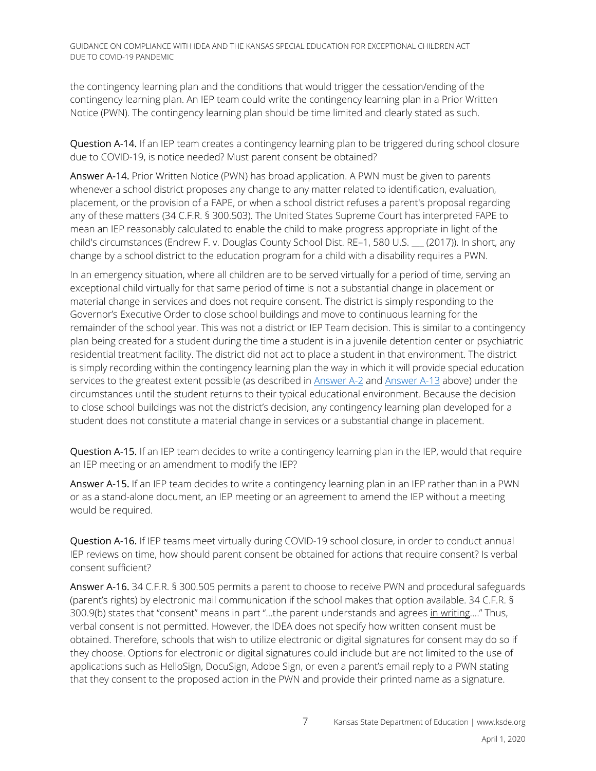the contingency learning plan and the conditions that would trigger the cessation/ending of the contingency learning plan. An IEP team could write the contingency learning plan in a Prior Written Notice (PWN). The contingency learning plan should be time limited and clearly stated as such.

**Question A-14.** If an IEP team creates a contingency learning plan to be triggered during school closure due to COVID-19, is notice needed? Must parent consent be obtained?

**Answer A-14.** Prior Written Notice (PWN) has broad application. A PWN must be given to parents whenever a school district proposes any change to any matter related to identification, evaluation, placement, or the provision of a FAPE, or when a school district refuses a parent's proposal regarding any of these matters (34 C.F.R. § 300.503). The United States Supreme Court has interpreted FAPE to mean an IEP reasonably calculated to enable the child to make progress appropriate in light of the child's circumstances (Endrew F. v. Douglas County School Dist. RE–1, 580 U.S. ___ (2017)). In short, any change by a school district to the education program for a child with a disability requires a PWN.

In an emergency situation, where all children are to be served virtually for a period of time, serving an exceptional child virtually for that same period of time is not a substantial change in placement or material change in services and does not require consent. The district is simply responding to the Governor's Executive Order to close school buildings and move to continuous learning for the remainder of the school year. This was not a district or IEP Team decision. This is similar to a contingency plan being created for a student during the time a student is in a juvenile detention center or psychiatric residential treatment facility. The district did not act to place a student in that environment. The district is simply recording within the contingency learning plan the way in which it will provide special education services to the greatest extent possible (as described in Answer A-2 and Answer A-13 above) under the circumstances until the student returns to their typical educational environment. Because the decision to close school buildings was not the district's decision, any contingency learning plan developed for a student does not constitute a material change in services or a substantial change in placement.

**Question A-15.** If an IEP team decides to write a contingency learning plan in the IEP, would that require an IEP meeting or an amendment to modify the IEP?

**Answer A-15.** If an IEP team decides to write a contingency learning plan in an IEP rather than in a PWN or as a stand-alone document, an IEP meeting or an agreement to amend the IEP without a meeting would be required.

**Question A-16.** If IEP teams meet virtually during COVID-19 school closure, in order to conduct annual IEP reviews on time, how should parent consent be obtained for actions that require consent? Is verbal consent sufficient?

**Answer A-16.** 34 C.F.R. § 300.505 permits a parent to choose to receive PWN and procedural safeguards (parent's rights) by electronic mail communication if the school makes that option available. 34 C.F.R. § 300.9(b) states that "consent" means in part "…the parent understands and agrees in writing…." Thus, verbal consent is not permitted. However, the IDEA does not specify how written consent must be obtained. Therefore, schools that wish to utilize electronic or digital signatures for consent may do so if they choose. Options for electronic or digital signatures could include but are not limited to the use of applications such as HelloSign, DocuSign, Adobe Sign, or even a parent's email reply to a PWN stating that they consent to the proposed action in the PWN and provide their printed name as a signature.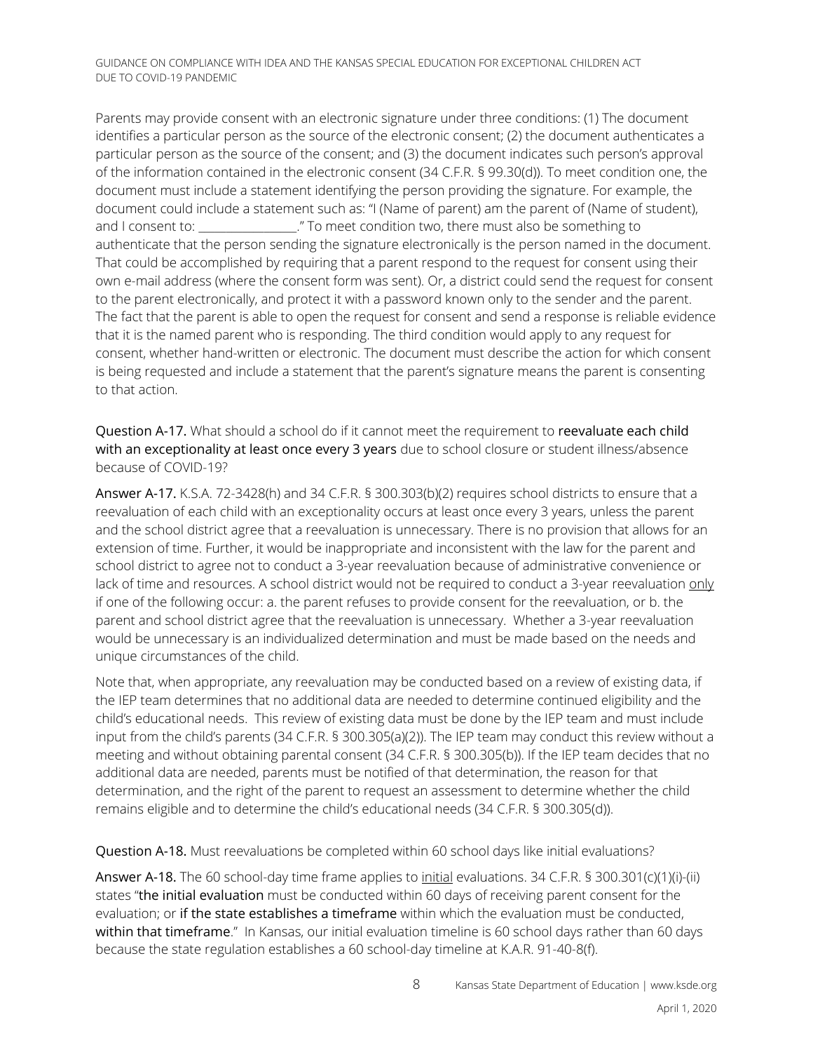Parents may provide consent with an electronic signature under three conditions: (1) The document identifies a particular person as the source of the electronic consent; (2) the document authenticates a particular person as the source of the consent; and (3) the document indicates such person's approval of the information contained in the electronic consent (34 C.F.R. § 99.30(d)). To meet condition one, the document must include a statement identifying the person providing the signature. For example, the document could include a statement such as: "I (Name of parent) am the parent of (Name of student), and I consent to: ________________." To meet condition two, there must also be something to authenticate that the person sending the signature electronically is the person named in the document. That could be accomplished by requiring that a parent respond to the request for consent using their own e-mail address (where the consent form was sent). Or, a district could send the request for consent to the parent electronically, and protect it with a password known only to the sender and the parent. The fact that the parent is able to open the request for consent and send a response is reliable evidence that it is the named parent who is responding. The third condition would apply to any request for consent, whether hand-written or electronic. The document must describe the action for which consent is being requested and include a statement that the parent's signature means the parent is consenting to that action.

**Question A-17.** What should a school do if it cannot meet the requirement to **reevaluate each child with an exceptionality at least once every 3 years** due to school closure or student illness/absence because of COVID-19?

**Answer A-17.** K.S.A. 72-3428(h) and 34 C.F.R. § 300.303(b)(2) requires school districts to ensure that a reevaluation of each child with an exceptionality occurs at least once every 3 years, unless the parent and the school district agree that a reevaluation is unnecessary. There is no provision that allows for an extension of time. Further, it would be inappropriate and inconsistent with the law for the parent and school district to agree not to conduct a 3-year reevaluation because of administrative convenience or lack of time and resources. A school district would not be required to conduct a 3-year reevaluation only if one of the following occur: a. the parent refuses to provide consent for the reevaluation, or b. the parent and school district agree that the reevaluation is unnecessary. Whether a 3-year reevaluation would be unnecessary is an individualized determination and must be made based on the needs and unique circumstances of the child.

Note that, when appropriate, any reevaluation may be conducted based on a review of existing data, if the IEP team determines that no additional data are needed to determine continued eligibility and the child's educational needs. This review of existing data must be done by the IEP team and must include input from the child's parents (34 C.F.R. § 300.305(a)(2)). The IEP team may conduct this review without a meeting and without obtaining parental consent (34 C.F.R. § 300.305(b)). If the IEP team decides that no additional data are needed, parents must be notified of that determination, the reason for that determination, and the right of the parent to request an assessment to determine whether the child remains eligible and to determine the child's educational needs (34 C.F.R. § 300.305(d)).

**Question A-18.** Must reevaluations be completed within 60 school days like initial evaluations?

**Answer A-18.** The 60 school-day time frame applies to initial evaluations. 34 C.F.R. § 300.301(c)(1)(i)-(ii) states "**the initial evaluation** must be conducted within 60 days of receiving parent consent for the evaluation; or **if the state establishes a timeframe** within which the evaluation must be conducted, **within that timeframe**." In Kansas, our initial evaluation timeline is 60 school days rather than 60 days because the state regulation establishes a 60 school-day timeline at K.A.R. 91-40-8(f).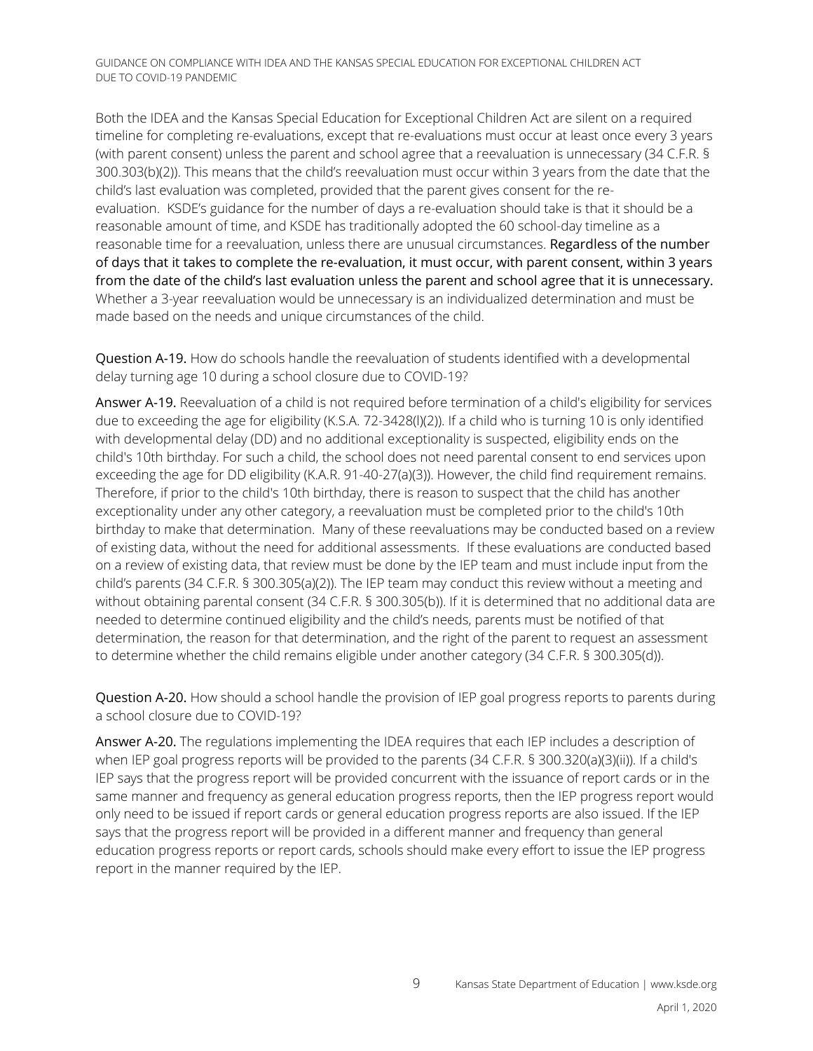Both the IDEA and the Kansas Special Education for Exceptional Children Act are silent on a required timeline for completing re-evaluations, except that re-evaluations must occur at least once every 3 years (with parent consent) unless the parent and school agree that a reevaluation is unnecessary (34 C.F.R. § 300.303(b)(2)). This means that the child's reevaluation must occur within 3 years from the date that the child's last evaluation was completed, provided that the parent gives consent for the re-evaluation. KSDE's guidance for the number of days a re-evaluation should take is that it should be a reasonable amount of time, and KSDE has traditionally adopted the 60 school-day timeline as a reasonable time for a reevaluation, unless there are unusual circumstances. **Regardless of the number of days that it takes to complete the re-evaluation, it must occur, with parent consent, within 3 years from the date of the child's last evaluation unless the parent and school agree that it is unnecessary.** Whether a 3-year reevaluation would be unnecessary is an individualized determination and must be made based on the needs and unique circumstances of the child.

**Question A-19.** How do schools handle the reevaluation of students identified with a developmental delay turning age 10 during a school closure due to COVID-19?

**Answer A-19.** Reevaluation of a child is not required before termination of a child's eligibility for services due to exceeding the age for eligibility (K.S.A. 72-3428(l)(2)). If a child who is turning 10 is only identified with developmental delay (DD) and no additional exceptionality is suspected, eligibility ends on the child's 10th birthday. For such a child, the school does not need parental consent to end services upon exceeding the age for DD eligibility (K.A.R. 91-40-27(a)(3)). However, the child find requirement remains. Therefore, if prior to the child's 10th birthday, there is reason to suspect that the child has another exceptionality under any other category, a reevaluation must be completed prior to the child's 10th birthday to make that determination. Many of these reevaluations may be conducted based on a review of existing data, without the need for additional assessments. If these evaluations are conducted based on a review of existing data, that review must be done by the IEP team and must include input from the child's parents (34 C.F.R. § 300.305(a)(2)). The IEP team may conduct this review without a meeting and without obtaining parental consent (34 C.F.R. § 300.305(b)). If it is determined that no additional data are needed to determine continued eligibility and the child's needs, parents must be notified of that determination, the reason for that determination, and the right of the parent to request an assessment to determine whether the child remains eligible under another category (34 C.F.R. § 300.305(d)).

**Question A-20.** How should a school handle the provision of IEP goal progress reports to parents during a school closure due to COVID-19?

**Answer A-20.** The regulations implementing the IDEA requires that each IEP includes a description of when IEP goal progress reports will be provided to the parents (34 C.F.R. § 300.320(a)(3)(ii)). If a child's IEP says that the progress report will be provided concurrent with the issuance of report cards or in the same manner and frequency as general education progress reports, then the IEP progress report would only need to be issued if report cards or general education progress reports are also issued. If the IEP says that the progress report will be provided in a different manner and frequency than general education progress reports or report cards, schools should make every effort to issue the IEP progress report in the manner required by the IEP.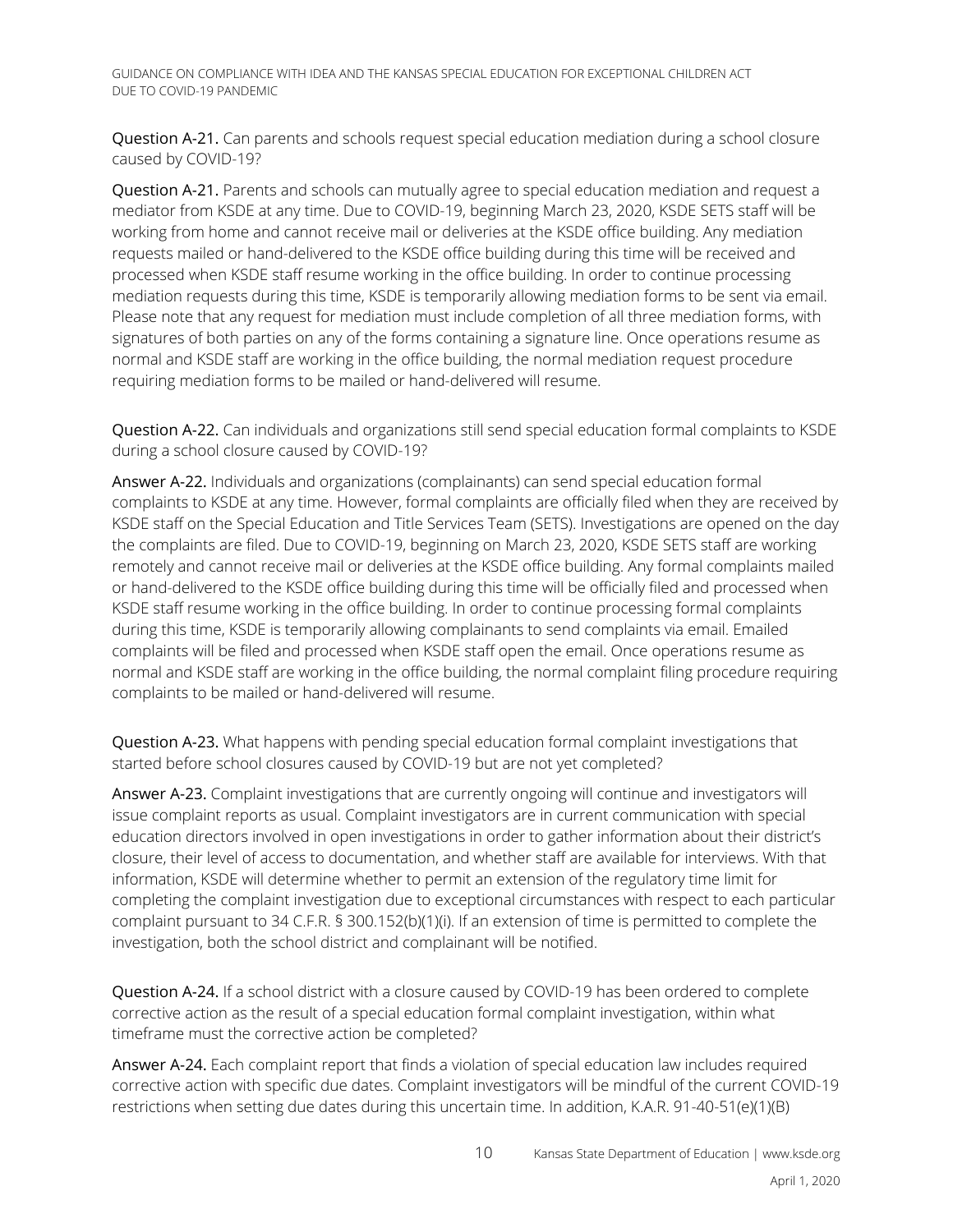**Question A-21.** Can parents and schools request special education mediation during a school closure caused by COVID-19?

**Question A-21.** Parents and schools can mutually agree to special education mediation and request a mediator from KSDE at any time. Due to COVID-19, beginning March 23, 2020, KSDE SETS staff will be working from home and cannot receive mail or deliveries at the KSDE office building. Any mediation requests mailed or hand-delivered to the KSDE office building during this time will be received and processed when KSDE staff resume working in the office building. In order to continue processing mediation requests during this time, KSDE is temporarily allowing mediation forms to be sent via email. Please note that any request for mediation must include completion of all three mediation forms, with signatures of both parties on any of the forms containing a signature line. Once operations resume as normal and KSDE staff are working in the office building, the normal mediation request procedure requiring mediation forms to be mailed or hand-delivered will resume.

**Question A-22.** Can individuals and organizations still send special education formal complaints to KSDE during a school closure caused by COVID-19?

**Answer A-22.** Individuals and organizations (complainants) can send special education formal complaints to KSDE at any time. However, formal complaints are officially filed when they are received by KSDE staff on the Special Education and Title Services Team (SETS). Investigations are opened on the day the complaints are filed. Due to COVID-19, beginning on March 23, 2020, KSDE SETS staff are working remotely and cannot receive mail or deliveries at the KSDE office building. Any formal complaints mailed or hand-delivered to the KSDE office building during this time will be officially filed and processed when KSDE staff resume working in the office building. In order to continue processing formal complaints during this time, KSDE is temporarily allowing complainants to send complaints via email. Emailed complaints will be filed and processed when KSDE staff open the email. Once operations resume as normal and KSDE staff are working in the office building, the normal complaint filing procedure requiring complaints to be mailed or hand-delivered will resume.

**Question A-23.** What happens with pending special education formal complaint investigations that started before school closures caused by COVID-19 but are not yet completed?

**Answer A-23.** Complaint investigations that are currently ongoing will continue and investigators will issue complaint reports as usual. Complaint investigators are in current communication with special education directors involved in open investigations in order to gather information about their district's closure, their level of access to documentation, and whether staff are available for interviews. With that information, KSDE will determine whether to permit an extension of the regulatory time limit for completing the complaint investigation due to exceptional circumstances with respect to each particular complaint pursuant to 34 C.F.R. § 300.152(b)(1)(i). If an extension of time is permitted to complete the investigation, both the school district and complainant will be notified.

**Question A-24.** If a school district with a closure caused by COVID-19 has been ordered to complete corrective action as the result of a special education formal complaint investigation, within what timeframe must the corrective action be completed?

**Answer A-24.** Each complaint report that finds a violation of special education law includes required corrective action with specific due dates. Complaint investigators will be mindful of the current COVID-19 restrictions when setting due dates during this uncertain time. In addition, K.A.R. 91-40-51(e)(1)(B)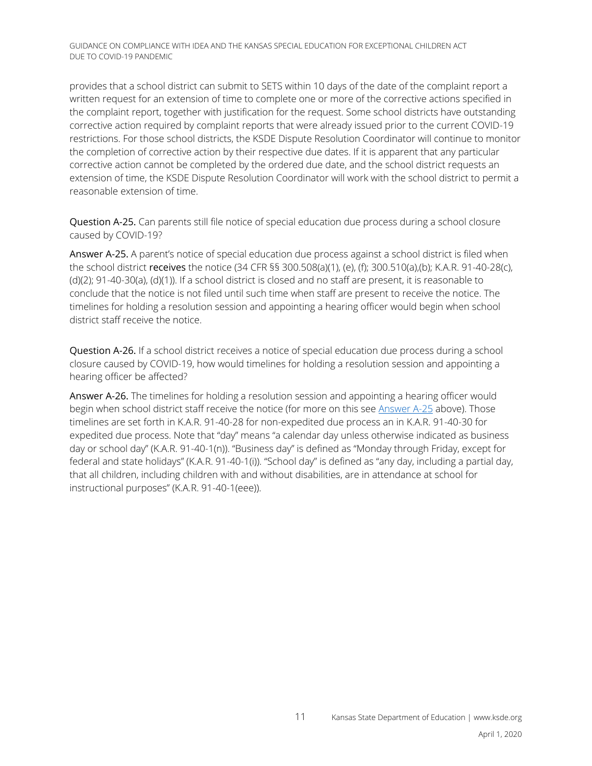provides that a school district can submit to SETS within 10 days of the date of the complaint report a written request for an extension of time to complete one or more of the corrective actions specified in the complaint report, together with justification for the request. Some school districts have outstanding corrective action required by complaint reports that were already issued prior to the current COVID-19 restrictions. For those school districts, the KSDE Dispute Resolution Coordinator will continue to monitor the completion of corrective action by their respective due dates. If it is apparent that any particular corrective action cannot be completed by the ordered due date, and the school district requests an extension of time, the KSDE Dispute Resolution Coordinator will work with the school district to permit a reasonable extension of time.

**Question A-25.** Can parents still file notice of special education due process during a school closure caused by COVID-19?

**Answer A-25.** A parent's notice of special education due process against a school district is filed when the school district **receives** the notice (34 CFR §§ 300.508(a)(1), (e), (f); 300.510(a),(b); K.A.R. 91-40-28(c), (d)(2); 91-40-30(a), (d)(1)). If a school district is closed and no staff are present, it is reasonable to conclude that the notice is not filed until such time when staff are present to receive the notice. The timelines for holding a resolution session and appointing a hearing officer would begin when school district staff receive the notice.

**Question A-26.** If a school district receives a notice of special education due process during a school closure caused by COVID-19, how would timelines for holding a resolution session and appointing a hearing officer be affected?

**Answer A-26.** The timelines for holding a resolution session and appointing a hearing officer would begin when school district staff receive the notice (for more on this see Answer A-25 above). Those timelines are set forth in K.A.R. 91-40-28 for non-expedited due process an in K.A.R. 91-40-30 for expedited due process. Note that "day" means "a calendar day unless otherwise indicated as business day or school day" (K.A.R. 91-40-1(n)). "Business day" is defined as "Monday through Friday, except for federal and state holidays" (K.A.R. 91-40-1(i)). "School day" is defined as "any day, including a partial day, that all children, including children with and without disabilities, are in attendance at school for instructional purposes" (K.A.R. 91-40-1(eee)).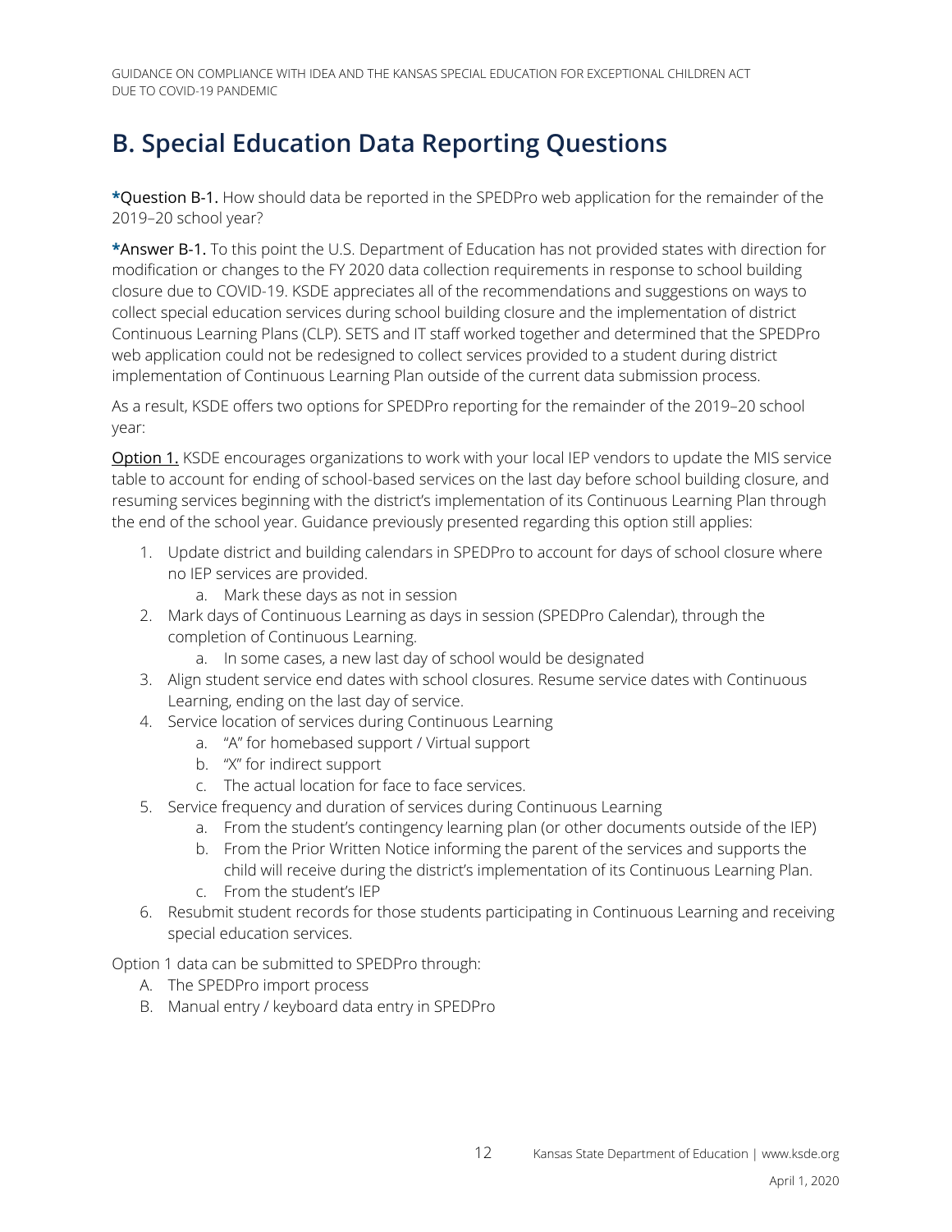## B. Special Education Data Reporting Questions

***Question B-1.** How should data be reported in the SPEDPro web application for the remainder of the 2019–20 school year?

***Answer B-1.** To this point the U.S. Department of Education has not provided states with direction for modification or changes to the FY 2020 data collection requirements in response to school building closure due to COVID-19. KSDE appreciates all of the recommendations and suggestions on ways to collect special education services during school building closure and the implementation of district Continuous Learning Plans (CLP). SETS and IT staff worked together and determined that the SPEDPro web application could not be redesigned to collect services provided to a student during district implementation of Continuous Learning Plan outside of the current data submission process.

As a result, KSDE offers two options for SPEDPro reporting for the remainder of the 2019–20 school year:

Option 1. KSDE encourages organizations to work with your local IEP vendors to update the MIS service table to account for ending of school-based services on the last day before school building closure, and resuming services beginning with the district's implementation of its Continuous Learning Plan through the end of the school year. Guidance previously presented regarding this option still applies:

1. Update district and building calendars in SPEDPro to account for days of school closure where no IEP services are provided.
   a. Mark these days as not in session
2. Mark days of Continuous Learning as days in session (SPEDPro Calendar), through the completion of Continuous Learning.
   a. In some cases, a new last day of school would be designated
3. Align student service end dates with school closures. Resume service dates with Continuous Learning, ending on the last day of service.
4. Service location of services during Continuous Learning
   a. "A" for homebased support / Virtual support
   b. "X" for indirect support
   c. The actual location for face to face services.
5. Service frequency and duration of services during Continuous Learning
   a. From the student's contingency learning plan (or other documents outside of the IEP)
   b. From the Prior Written Notice informing the parent of the services and supports the child will receive during the district's implementation of its Continuous Learning Plan.
   c. From the student's IEP
6. Resubmit student records for those students participating in Continuous Learning and receiving special education services.

Option 1 data can be submitted to SPEDPro through:

A. The SPEDPro import process
B. Manual entry / keyboard data entry in SPEDPro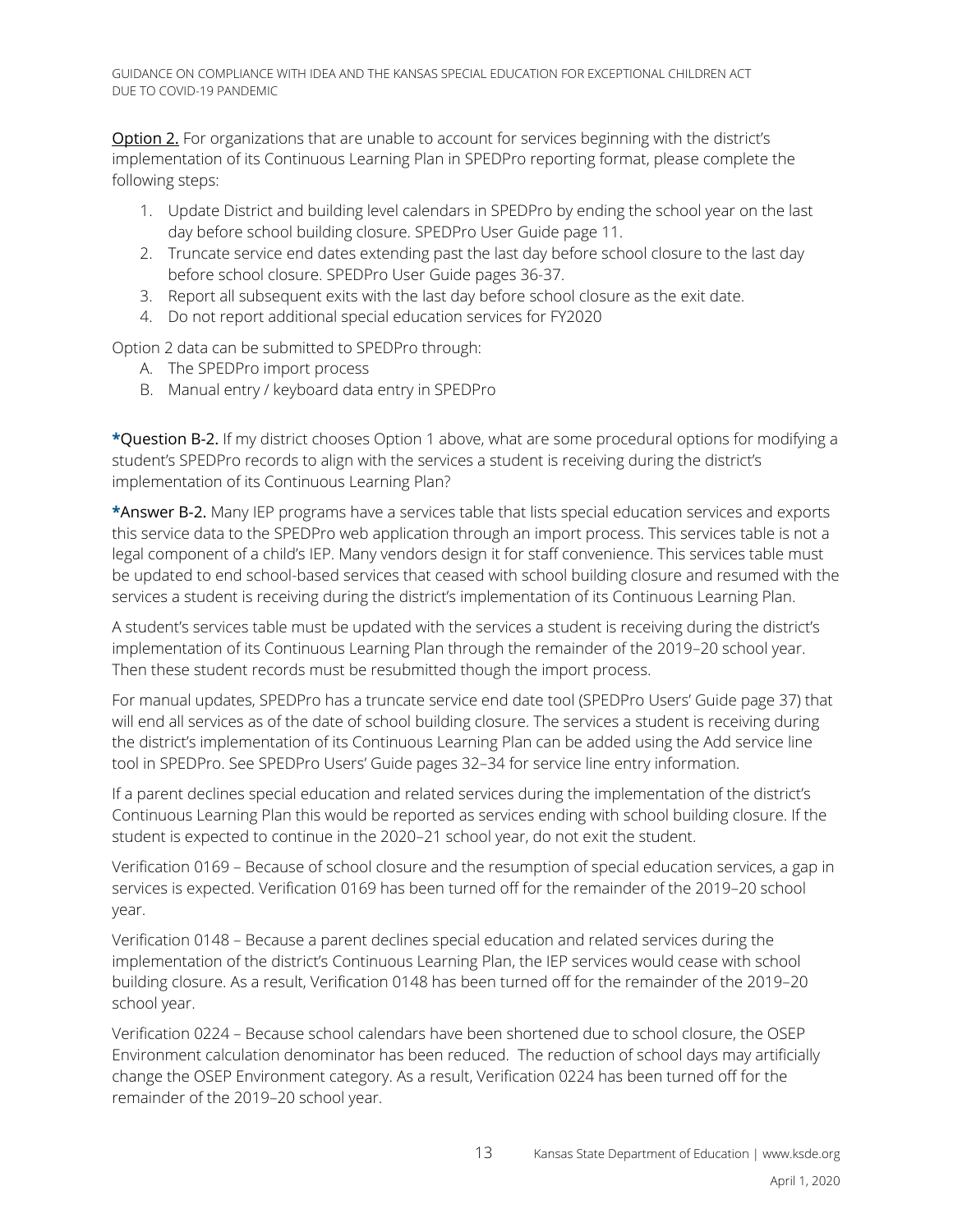Option 2. For organizations that are unable to account for services beginning with the district's implementation of its Continuous Learning Plan in SPEDPro reporting format, please complete the following steps:

1. Update District and building level calendars in SPEDPro by ending the school year on the last day before school building closure. SPEDPro User Guide page 11.
2. Truncate service end dates extending past the last day before school closure to the last day before school closure. SPEDPro User Guide pages 36-37.
3. Report all subsequent exits with the last day before school closure as the exit date.
4. Do not report additional special education services for FY2020

Option 2 data can be submitted to SPEDPro through:

A. The SPEDPro import process
B. Manual entry / keyboard data entry in SPEDPro

**\***Question B-2. If my district chooses Option 1 above, what are some procedural options for modifying a student's SPEDPro records to align with the services a student is receiving during the district's implementation of its Continuous Learning Plan?

**\***Answer B-2. Many IEP programs have a services table that lists special education services and exports this service data to the SPEDPro web application through an import process. This services table is not a legal component of a child's IEP. Many vendors design it for staff convenience. This services table must be updated to end school-based services that ceased with school building closure and resumed with the services a student is receiving during the district's implementation of its Continuous Learning Plan.

A student's services table must be updated with the services a student is receiving during the district's implementation of its Continuous Learning Plan through the remainder of the 2019–20 school year. Then these student records must be resubmitted though the import process.

For manual updates, SPEDPro has a truncate service end date tool (SPEDPro Users' Guide page 37) that will end all services as of the date of school building closure. The services a student is receiving during the district's implementation of its Continuous Learning Plan can be added using the Add service line tool in SPEDPro. See SPEDPro Users' Guide pages 32–34 for service line entry information.

If a parent declines special education and related services during the implementation of the district's Continuous Learning Plan this would be reported as services ending with school building closure. If the student is expected to continue in the 2020–21 school year, do not exit the student.

Verification 0169 – Because of school closure and the resumption of special education services, a gap in services is expected. Verification 0169 has been turned off for the remainder of the 2019–20 school year.

Verification 0148 – Because a parent declines special education and related services during the implementation of the district's Continuous Learning Plan, the IEP services would cease with school building closure. As a result, Verification 0148 has been turned off for the remainder of the 2019–20 school year.

Verification 0224 – Because school calendars have been shortened due to school closure, the OSEP Environment calculation denominator has been reduced. The reduction of school days may artificially change the OSEP Environment category. As a result, Verification 0224 has been turned off for the remainder of the 2019–20 school year.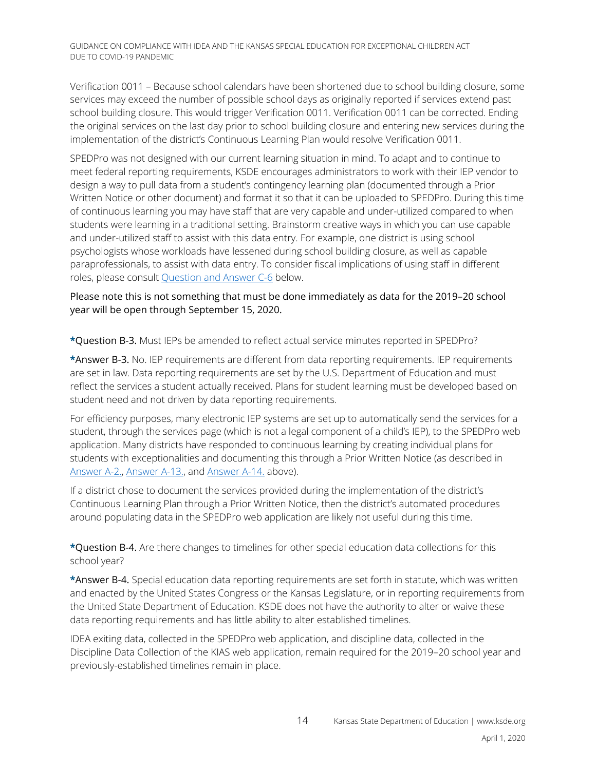Verification 0011 – Because school calendars have been shortened due to school building closure, some services may exceed the number of possible school days as originally reported if services extend past school building closure. This would trigger Verification 0011. Verification 0011 can be corrected. Ending the original services on the last day prior to school building closure and entering new services during the implementation of the district's Continuous Learning Plan would resolve Verification 0011.

SPEDPro was not designed with our current learning situation in mind. To adapt and to continue to meet federal reporting requirements, KSDE encourages administrators to work with their IEP vendor to design a way to pull data from a student's contingency learning plan (documented through a Prior Written Notice or other document) and format it so that it can be uploaded to SPEDPro. During this time of continuous learning you may have staff that are very capable and under-utilized compared to when students were learning in a traditional setting. Brainstorm creative ways in which you can use capable and under-utilized staff to assist with this data entry. For example, one district is using school psychologists whose workloads have lessened during school building closure, as well as capable paraprofessionals, to assist with data entry. To consider fiscal implications of using staff in different roles, please consult Question and Answer C-6 below.

Please note this is not something that must be done immediately as data for the 2019–20 school year will be open through September 15, 2020.

**\*Question B-3.** Must IEPs be amended to reflect actual service minutes reported in SPEDPro?

**\*Answer B-3.** No. IEP requirements are different from data reporting requirements. IEP requirements are set in law. Data reporting requirements are set by the U.S. Department of Education and must reflect the services a student actually received. Plans for student learning must be developed based on student need and not driven by data reporting requirements.

For efficiency purposes, many electronic IEP systems are set up to automatically send the services for a student, through the services page (which is not a legal component of a child's IEP), to the SPEDPro web application. Many districts have responded to continuous learning by creating individual plans for students with exceptionalities and documenting this through a Prior Written Notice (as described in Answer A-2., Answer A-13., and Answer A-14. above).

If a district chose to document the services provided during the implementation of the district's Continuous Learning Plan through a Prior Written Notice, then the district's automated procedures around populating data in the SPEDPro web application are likely not useful during this time.

**\*Question B-4.** Are there changes to timelines for other special education data collections for this school year?

**\*Answer B-4.** Special education data reporting requirements are set forth in statute, which was written and enacted by the United States Congress or the Kansas Legislature, or in reporting requirements from the United State Department of Education. KSDE does not have the authority to alter or waive these data reporting requirements and has little ability to alter established timelines.

IDEA exiting data, collected in the SPEDPro web application, and discipline data, collected in the Discipline Data Collection of the KIAS web application, remain required for the 2019–20 school year and previously-established timelines remain in place.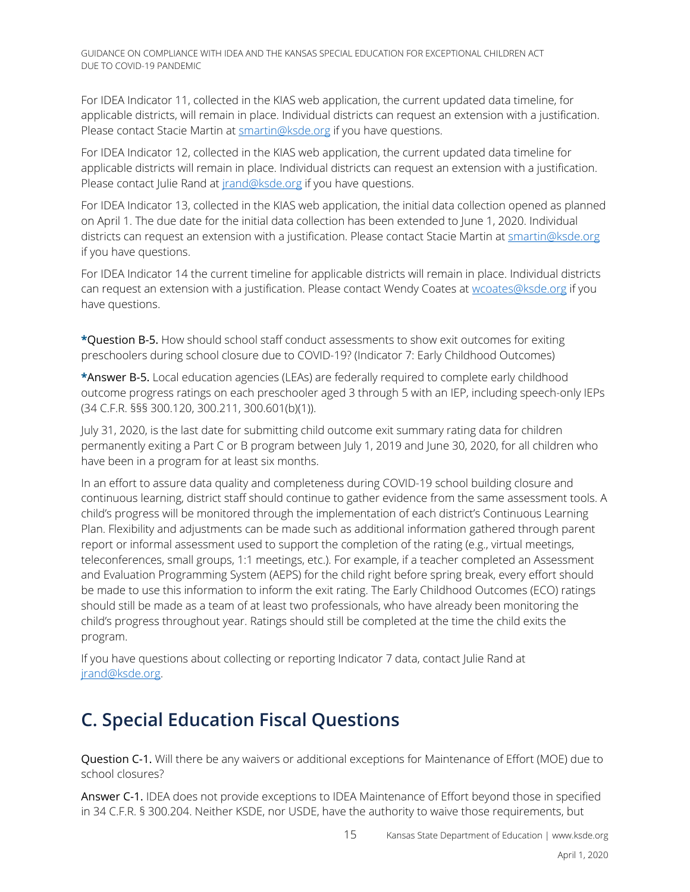For IDEA Indicator 11, collected in the KIAS web application, the current updated data timeline, for applicable districts, will remain in place. Individual districts can request an extension with a justification. Please contact Stacie Martin at smartin@ksde.org if you have questions.

For IDEA Indicator 12, collected in the KIAS web application, the current updated data timeline for applicable districts will remain in place. Individual districts can request an extension with a justification. Please contact Julie Rand at jrand@ksde.org if you have questions.

For IDEA Indicator 13, collected in the KIAS web application, the initial data collection opened as planned on April 1. The due date for the initial data collection has been extended to June 1, 2020. Individual districts can request an extension with a justification. Please contact Stacie Martin at smartin@ksde.org if you have questions.

For IDEA Indicator 14 the current timeline for applicable districts will remain in place. Individual districts can request an extension with a justification. Please contact Wendy Coates at wcoates@ksde.org if you have questions.

**\*Question B-5.** How should school staff conduct assessments to show exit outcomes for exiting preschoolers during school closure due to COVID-19? (Indicator 7: Early Childhood Outcomes)

**\*Answer B-5.** Local education agencies (LEAs) are federally required to complete early childhood outcome progress ratings on each preschooler aged 3 through 5 with an IEP, including speech-only IEPs (34 C.F.R. §§§ 300.120, 300.211, 300.601(b)(1)).

July 31, 2020, is the last date for submitting child outcome exit summary rating data for children permanently exiting a Part C or B program between July 1, 2019 and June 30, 2020, for all children who have been in a program for at least six months.

In an effort to assure data quality and completeness during COVID-19 school building closure and continuous learning, district staff should continue to gather evidence from the same assessment tools. A child's progress will be monitored through the implementation of each district's Continuous Learning Plan. Flexibility and adjustments can be made such as additional information gathered through parent report or informal assessment used to support the completion of the rating (e.g., virtual meetings, teleconferences, small groups, 1:1 meetings, etc.). For example, if a teacher completed an Assessment and Evaluation Programming System (AEPS) for the child right before spring break, every effort should be made to use this information to inform the exit rating. The Early Childhood Outcomes (ECO) ratings should still be made as a team of at least two professionals, who have already been monitoring the child's progress throughout year. Ratings should still be completed at the time the child exits the program.

If you have questions about collecting or reporting Indicator 7 data, contact Julie Rand at jrand@ksde.org.

## C. Special Education Fiscal Questions

**Question C-1.** Will there be any waivers or additional exceptions for Maintenance of Effort (MOE) due to school closures?

**Answer C-1.** IDEA does not provide exceptions to IDEA Maintenance of Effort beyond those in specified in 34 C.F.R. § 300.204. Neither KSDE, nor USDE, have the authority to waive those requirements, but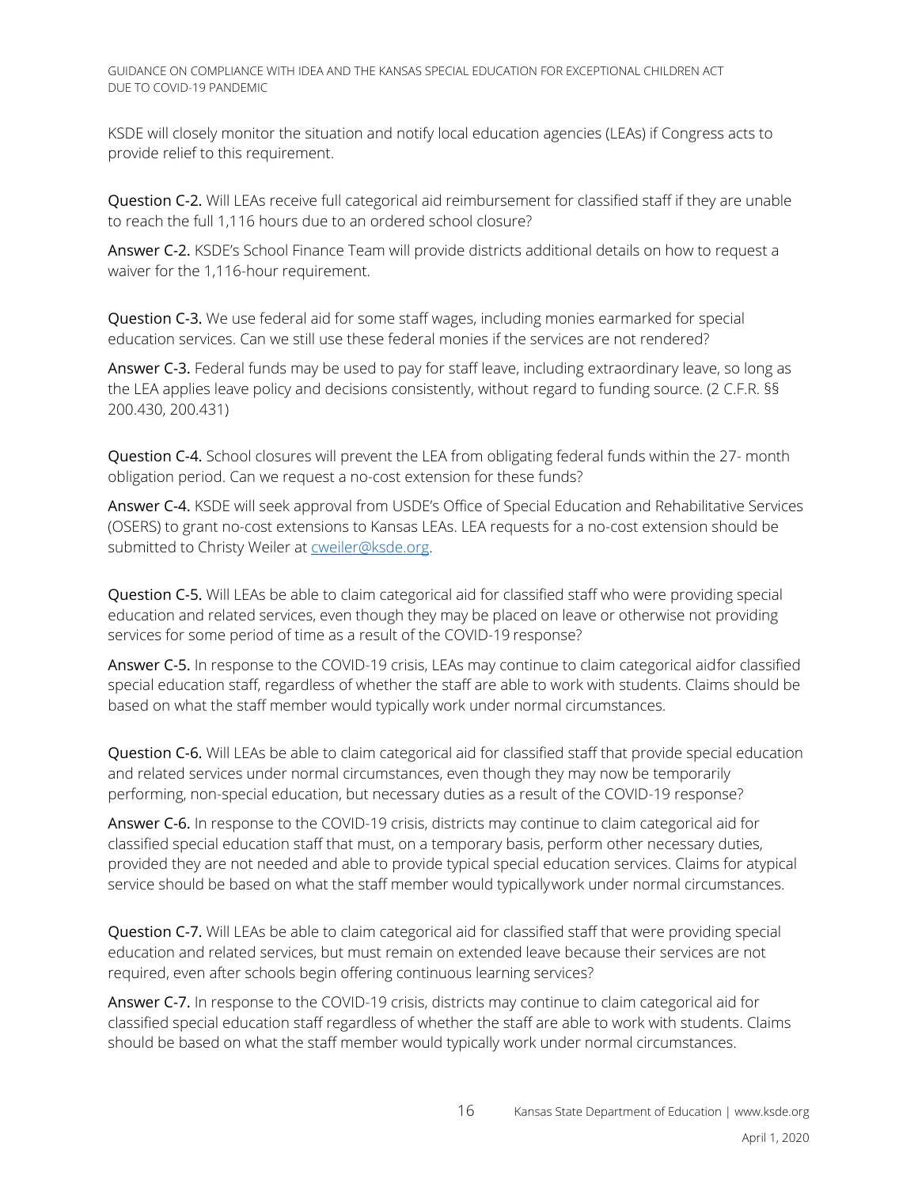KSDE will closely monitor the situation and notify local education agencies (LEAs) if Congress acts to provide relief to this requirement.

**Question C-2.** Will LEAs receive full categorical aid reimbursement for classified staff if they are unable to reach the full 1,116 hours due to an ordered school closure?

**Answer C-2.** KSDE's School Finance Team will provide districts additional details on how to request a waiver for the 1,116-hour requirement.

**Question C-3.** We use federal aid for some staff wages, including monies earmarked for special education services. Can we still use these federal monies if the services are not rendered?

**Answer C-3.** Federal funds may be used to pay for staff leave, including extraordinary leave, so long as the LEA applies leave policy and decisions consistently, without regard to funding source. (2 C.F.R. §§ 200.430, 200.431)

**Question C-4.** School closures will prevent the LEA from obligating federal funds within the 27- month obligation period. Can we request a no-cost extension for these funds?

**Answer C-4.** KSDE will seek approval from USDE's Office of Special Education and Rehabilitative Services (OSERS) to grant no-cost extensions to Kansas LEAs. LEA requests for a no-cost extension should be submitted to Christy Weiler at [cweiler@ksde.org](mailto:cweiler@ksde.org).

**Question C-5.** Will LEAs be able to claim categorical aid for classified staff who were providing special education and related services, even though they may be placed on leave or otherwise not providing services for some period of time as a result of the COVID-19 response?

**Answer C-5.** In response to the COVID-19 crisis, LEAs may continue to claim categorical aidfor classified special education staff, regardless of whether the staff are able to work with students. Claims should be based on what the staff member would typically work under normal circumstances.

**Question C-6.** Will LEAs be able to claim categorical aid for classified staff that provide special education and related services under normal circumstances, even though they may now be temporarily performing, non-special education, but necessary duties as a result of the COVID-19 response?

**Answer C-6.** In response to the COVID-19 crisis, districts may continue to claim categorical aid for classified special education staff that must, on a temporary basis, perform other necessary duties, provided they are not needed and able to provide typical special education services. Claims for atypical service should be based on what the staff member would typicallywork under normal circumstances.

**Question C-7.** Will LEAs be able to claim categorical aid for classified staff that were providing special education and related services, but must remain on extended leave because their services are not required, even after schools begin offering continuous learning services?

**Answer C-7.** In response to the COVID-19 crisis, districts may continue to claim categorical aid for classified special education staff regardless of whether the staff are able to work with students. Claims should be based on what the staff member would typically work under normal circumstances.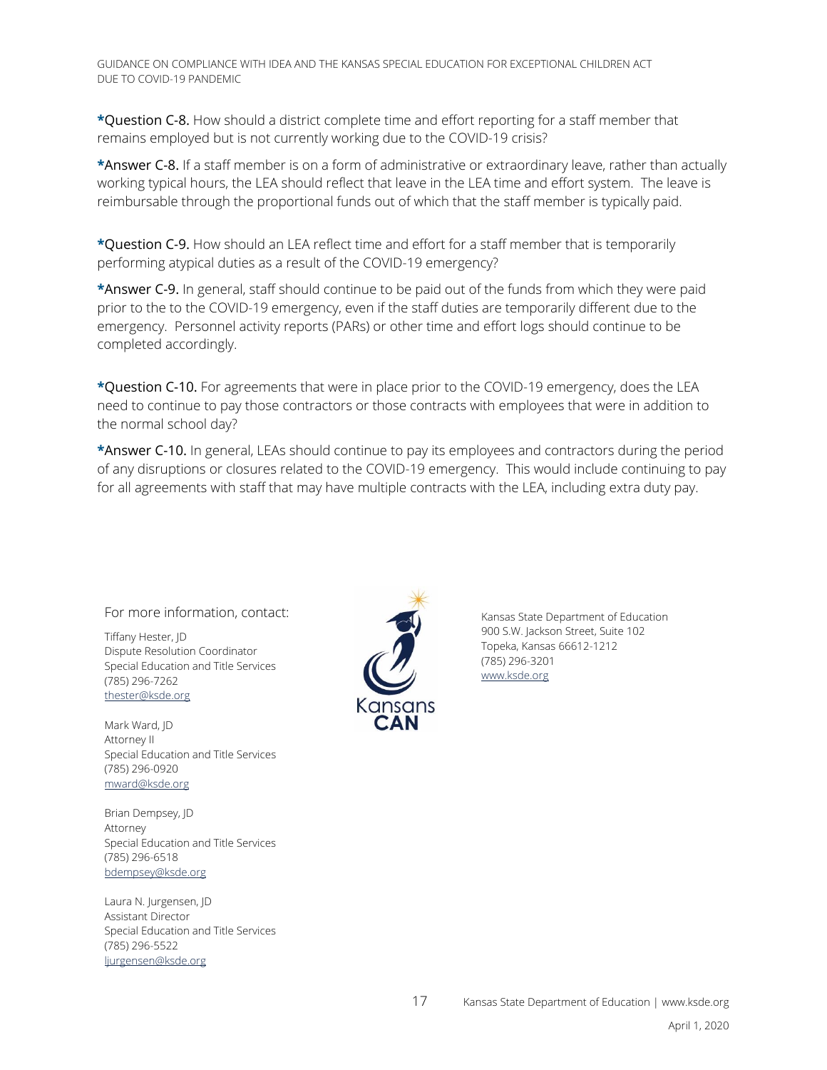**\*Question C-8.** How should a district complete time and effort reporting for a staff member that remains employed but is not currently working due to the COVID-19 crisis?

**\*Answer C-8.** If a staff member is on a form of administrative or extraordinary leave, rather than actually working typical hours, the LEA should reflect that leave in the LEA time and effort system. The leave is reimbursable through the proportional funds out of which that the staff member is typically paid.

**\*Question C-9.** How should an LEA reflect time and effort for a staff member that is temporarily performing atypical duties as a result of the COVID-19 emergency?

**\*Answer C-9.** In general, staff should continue to be paid out of the funds from which they were paid prior to the to the COVID-19 emergency, even if the staff duties are temporarily different due to the emergency. Personnel activity reports (PARs) or other time and effort logs should continue to be completed accordingly.

**\*Question C-10.** For agreements that were in place prior to the COVID-19 emergency, does the LEA need to continue to pay those contractors or those contracts with employees that were in addition to the normal school day?

**\*Answer C-10.** In general, LEAs should continue to pay its employees and contractors during the period of any disruptions or closures related to the COVID-19 emergency. This would include continuing to pay for all agreements with staff that may have multiple contracts with the LEA, including extra duty pay.

For more information, contact:

Tiffany Hester, JD
Dispute Resolution Coordinator
Special Education and Title Services
(785) 296-7262
thester@ksde.org

Mark Ward, JD
Attorney II
Special Education and Title Services
(785) 296-0920
mward@ksde.org

Brian Dempsey, JD
Attorney
Special Education and Title Services
(785) 296-6518
bdempsey@ksde.org

Laura N. Jurgensen, JD
Assistant Director
Special Education and Title Services
(785) 296-5522
ljurgensen@ksde.org

Kansans CAN

Kansas State Department of Education
900 S.W. Jackson Street, Suite 102
Topeka, Kansas 66612-1212
(785) 296-3201
www.ksde.org

April 1, 2020